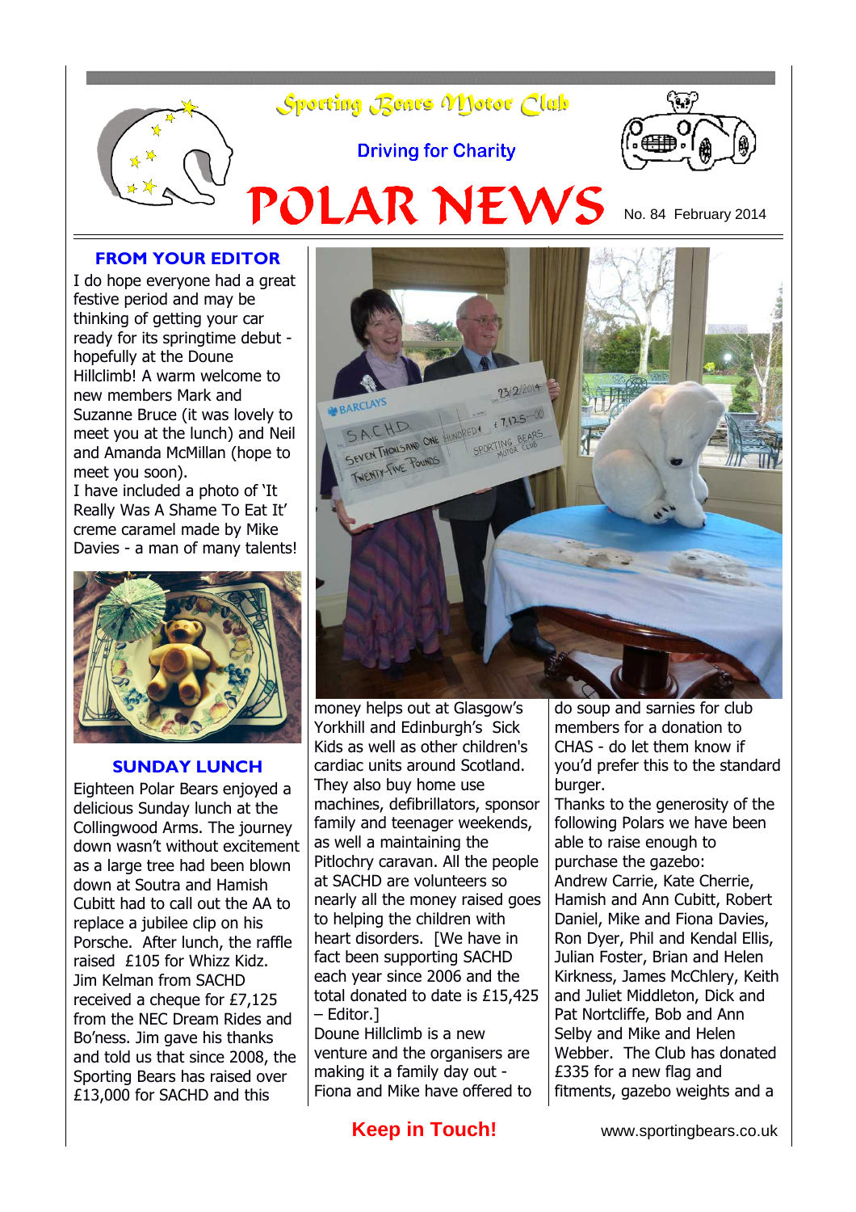# Sporting Bears Motor Club

**Driving for Charity**

# POLAR NEWS

No. 84 February 2014

## FROM YOUR EDITOR

I do hope everyone had a great festive period and may be thinking of getting your car ready for its springtime debut - hopefully at the Doune Hillclimb! A warm welcome to new members Mark and Suzanne Bruce (it was lovely to meet you at the lunch) and Neil and Amanda McMillan (hope to meet you soon).

I have included a photo of 'It Really Was A Shame To Eat It' creme caramel made by Mike Davies - a man of many talents!

## SUNDAY LUNCH

Eighteen Polar Bears enjoyed a delicious Sunday lunch at the Collingwood Arms. The journey down wasn't without excitement as a large tree had been blown down at Soutra and Hamish Cubitt had to call out the AA to replace a jubilee clip on his Porsche. After lunch, the raffle raised £105 for Whizz Kidz.

Jim Kelman from SACHD received a cheque for £7,125 from the NEC Dream Rides and Bo'ness. Jim gave his thanks and told us that since 2008, the Sporting Bears has raised over £13,000 for SACHD and this money helps out at Glasgow's Yorkhill and Edinburgh's Sick Kids as well as other children's cardiac units around Scotland. They also buy home use machines, defibrillators, sponsor family and teenager weekends, as well a maintaining the Pitlochry caravan. All the people at SACHD are volunteers so nearly all the money raised goes to helping the children with heart disorders. [We have in fact been supporting SACHD each year since 2006 and the total donated to date is £15,425 – Editor.]

Doune Hillclimb is a new venture and the organisers are making it a family day out - Fiona and Mike have offered to do soup and sarnies for club members for a donation to CHAS - do let them know if you'd prefer this to the standard burger.

Thanks to the generosity of the following Polars we have been able to raise enough to purchase the gazebo: Andrew Carrie, Kate Cherrie, Hamish and Ann Cubitt, Robert Daniel, Mike and Fiona Davies, Ron Dyer, Phil and Kendal Ellis, Julian Foster, Brian and Helen Kirkness, James McChlery, Keith and Juliet Middleton, Dick and Pat Nortcliffe, Bob and Ann Selby and Mike and Helen Webber. The Club has donated £335 for a new flag and fitments, gazebo weights and a

**Keep in Touch!** www.sportingbears.co.uk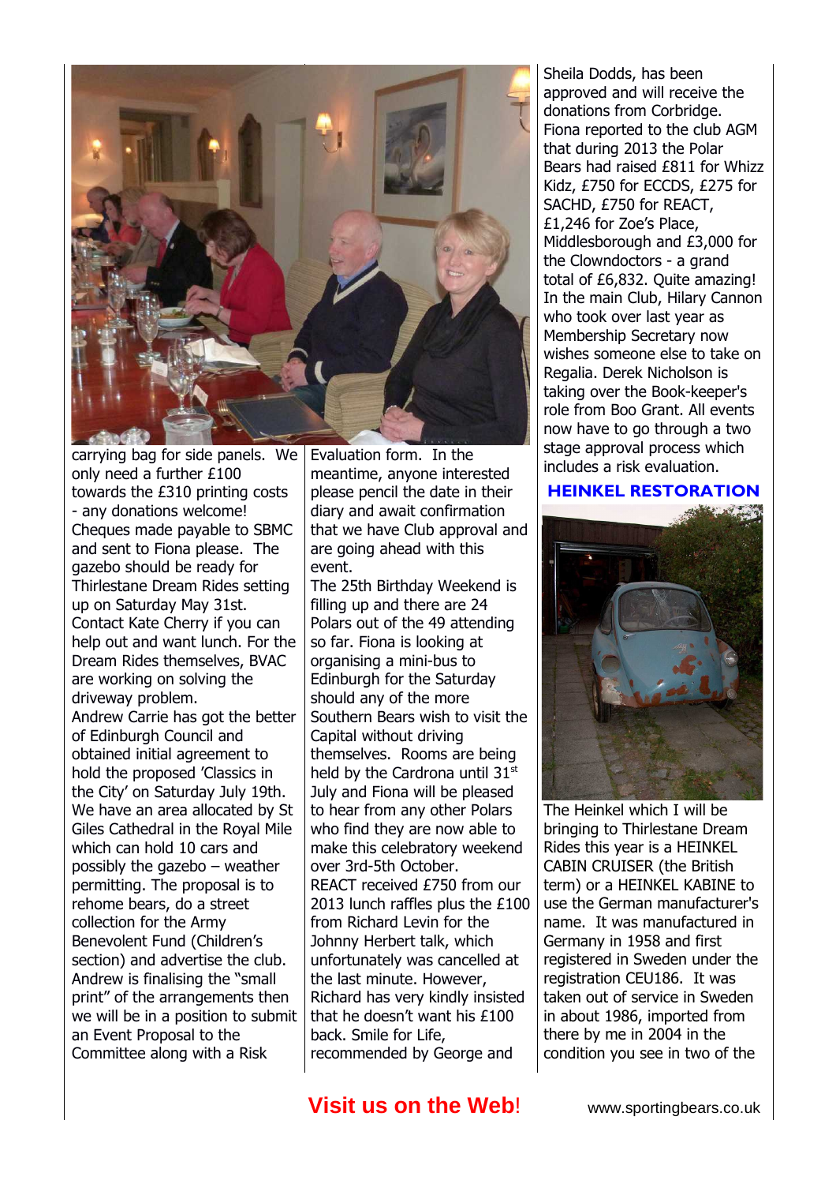carrying bag for side panels. We only need a further £100 towards the £310 printing costs - any donations welcome! Cheques made payable to SBMC and sent to Fiona please. The gazebo should be ready for Thirlestane Dream Rides setting up on Saturday May 31st. Contact Kate Cherry if you can help out and want lunch. For the Dream Rides themselves, BVAC are working on solving the driveway problem.

Andrew Carrie has got the better of Edinburgh Council and obtained initial agreement to hold the proposed 'Classics in the City' on Saturday July 19th. We have an area allocated by St Giles Cathedral in the Royal Mile which can hold 10 cars and possibly the gazebo – weather permitting. The proposal is to rehome bears, do a street collection for the Army Benevolent Fund (Children's section) and advertise the club. Andrew is finalising the "small print" of the arrangements then we will be in a position to submit an Event Proposal to the Committee along with a Risk Evaluation form. In the meantime, anyone interested please pencil the date in their diary and await confirmation that we have Club approval and are going ahead with this event.

The 25th Birthday Weekend is filling up and there are 24 Polars out of the 49 attending so far. Fiona is looking at organising a mini-bus to Edinburgh for the Saturday should any of the more Southern Bears wish to visit the Capital without driving themselves. Rooms are being held by the Cardrona until 31st July and Fiona will be pleased to hear from any other Polars who find they are now able to make this celebratory weekend over 3rd-5th October.

REACT received £750 from our 2013 lunch raffles plus the £100 from Richard Levin for the Johnny Herbert talk, which unfortunately was cancelled at the last minute. However, Richard has very kindly insisted that he doesn't want his £100 back. Smile for Life, recommended by George and Sheila Dodds, has been approved and will receive the donations from Corbridge.

Fiona reported to the club AGM that during 2013 the Polar Bears had raised £811 for Whizz Kidz, £750 for ECCDS, £275 for SACHD, £750 for REACT, £1,246 for Zoe's Place, Middlesborough and £3,000 for the Clowndoctors - a grand total of £6,832. Quite amazing!

In the main Club, Hilary Cannon who took over last year as Membership Secretary now wishes someone else to take on Regalia. Derek Nicholson is taking over the Book-keeper's role from Boo Grant. All events now have to go through a two stage approval process which includes a risk evaluation.

## HEINKEL RESTORATION

The Heinkel which I will be bringing to Thirlestane Dream Rides this year is a HEINKEL CABIN CRUISER (the British term) or a HEINKEL KABINE to use the German manufacturer's name. It was manufactured in Germany in 1958 and first registered in Sweden under the registration CEU186. It was taken out of service in Sweden in about 1986, imported from there by me in 2004 in the condition you see in two of the

**Visit us on the Web!** www.sportingbears.co.uk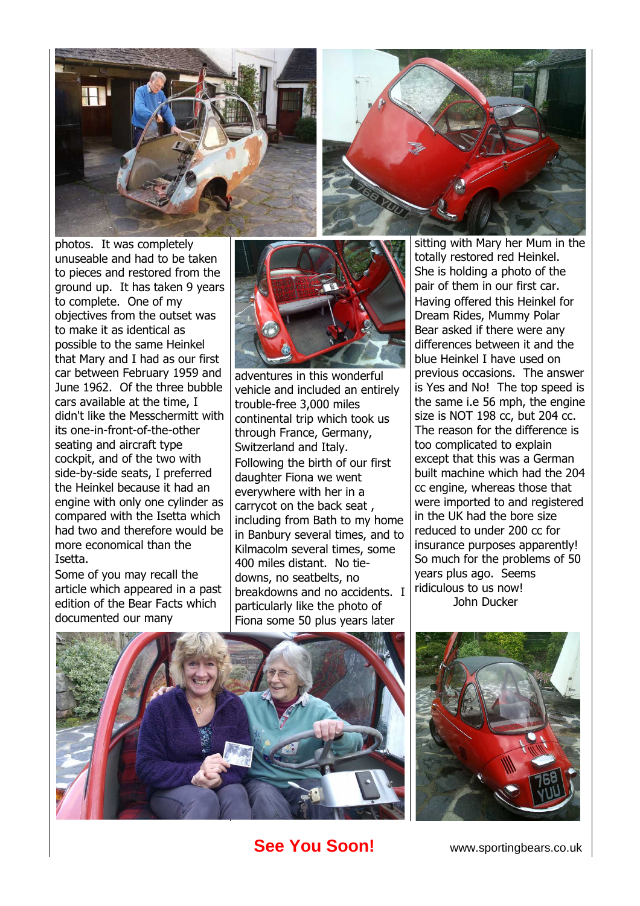photos. It was completely unuseable and had to be taken to pieces and restored from the ground up. It has taken 9 years to complete. One of my objectives from the outset was to make it as identical as possible to the same Heinkel that Mary and I had as our first car between February 1959 and June 1962. Of the three bubble cars available at the time, I didn't like the Messchermitt with its one-in-front-of-the-other seating and aircraft type cockpit, and of the two with side-by-side seats, I preferred the Heinkel because it had an engine with only one cylinder as compared with the Isetta which had two and therefore would be more economical than the Isetta.

Some of you may recall the article which appeared in a past edition of the Bear Facts which documented our many adventures in this wonderful vehicle and included an entirely trouble-free 3,000 miles continental trip which took us through France, Germany, Switzerland and Italy.

Following the birth of our first daughter Fiona we went everywhere with her in a carrycot on the back seat , including from Bath to my home in Banbury several times, and to Kilmacolm several times, some 400 miles distant. No tie-downs, no seatbelts, no breakdowns and no accidents. I particularly like the photo of Fiona some 50 plus years later sitting with Mary her Mum in the totally restored red Heinkel. She is holding a photo of the pair of them in our first car.

Having offered this Heinkel for Dream Rides, Mummy Polar Bear asked if there were any differences between it and the blue Heinkel I have used on previous occasions. The answer is Yes and No! The top speed is the same i.e 56 mph, the engine size is NOT 198 cc, but 204 cc. The reason for the difference is too complicated to explain except that this was a German built machine which had the 204 cc engine, whereas those that were imported to and registered in the UK had the bore size reduced to under 200 cc for insurance purposes apparently! So much for the problems of 50 years plus ago. Seems ridiculous to us now!

John Ducker

**See You Soon!**

www.sportingbears.co.uk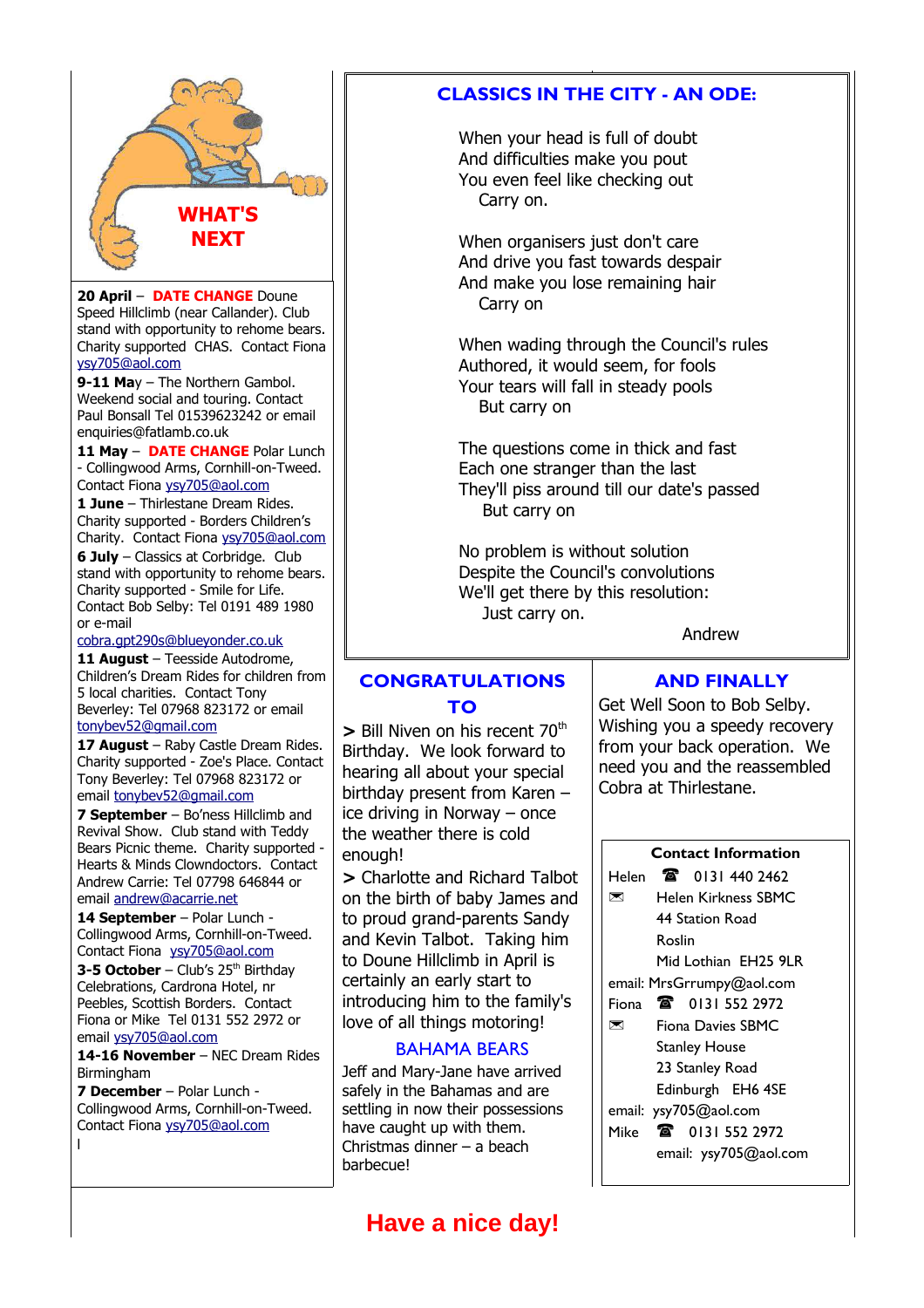## WHAT'S NEXT

**20 April** – **DATE CHANGE** Doune Speed Hillclimb (near Callander). Club stand with opportunity to rehome bears. Charity supported CHAS. Contact Fiona ysy705@aol.com

**9-11 May** – The Northern Gambol. Weekend social and touring. Contact Paul Bonsall Tel 01539623242 or email enquiries@fatlamb.co.uk

**11 May** – **DATE CHANGE** Polar Lunch - Collingwood Arms, Cornhill-on-Tweed. Contact Fiona ysy705@aol.com

**1 June** – Thirlestane Dream Rides. Charity supported - Borders Children's Charity. Contact Fiona ysy705@aol.com

**6 July** – Classics at Corbridge. Club stand with opportunity to rehome bears. Charity supported - Smile for Life. Contact Bob Selby: Tel 0191 489 1980 or e-mail cobra.gpt290s@blueyonder.co.uk

**11 August** – Teesside Autodrome, Children's Dream Rides for children from 5 local charities. Contact Tony Beverley: Tel 07968 823172 or email tonybev52@gmail.com

**17 August** – Raby Castle Dream Rides. Charity supported - Zoe's Place. Contact Tony Beverley: Tel 07968 823172 or email tonybev52@gmail.com

**7 September** – Bo'ness Hillclimb and Revival Show. Club stand with Teddy Bears Picnic theme. Charity supported - Hearts & Minds Clowndoctors. Contact Andrew Carrie: Tel 07798 646844 or email andrew@acarrie.net

**14 September** – Polar Lunch - Collingwood Arms, Cornhill-on-Tweed. Contact Fiona ysy705@aol.com

**3-5 October** – Club's 25th Birthday Celebrations, Cardrona Hotel, nr Peebles, Scottish Borders. Contact Fiona or Mike Tel 0131 552 2972 or email ysy705@aol.com

**14-16 November** – NEC Dream Rides Birmingham

**7 December** – Polar Lunch - Collingwood Arms, Cornhill-on-Tweed. Contact Fiona ysy705@aol.com

## CLASSICS IN THE CITY - AN ODE:

When your head is full of doubt
And difficulties make you pout
You even feel like checking out
Carry on.

When organisers just don't care
And drive you fast towards despair
And make you lose remaining hair
Carry on

When wading through the Council's rules
Authored, it would seem, for fools
Your tears will fall in steady pools
But carry on

The questions come in thick and fast
Each one stranger than the last
They'll piss around till our date's passed
But carry on

No problem is without solution
Despite the Council's convolutions
We'll get there by this resolution:
Just carry on.

Andrew

## CONGRATULATIONS TO

> Bill Niven on his recent 70th Birthday. We look forward to hearing all about your special birthday present from Karen – ice driving in Norway – once the weather there is cold enough!

> Charlotte and Richard Talbot on the birth of baby James and to proud grand-parents Sandy and Kevin Talbot. Taking him to Doune Hillclimb in April is certainly an early start to introducing him to the family's love of all things motoring!

### BAHAMA BEARS

Jeff and Mary-Jane have arrived safely in the Bahamas and are settling in now their possessions have caught up with them. Christmas dinner – a beach barbecue!

## AND FINALLY

Get Well Soon to Bob Selby. Wishing you a speedy recovery from your back operation. We need you and the reassembled Cobra at Thirlestane.

### Contact Information

Helen ☎ 0131 440 2462
✉ Helen Kirkness SBMC
44 Station Road
Roslin
Mid Lothian EH25 9LR
email: MrsGrrumpy@aol.com

Fiona ☎ 0131 552 2972
✉ Fiona Davies SBMC
Stanley House
23 Stanley Road
Edinburgh EH6 4SE
email: ysy705@aol.com

Mike ☎ 0131 552 2972
email: ysy705@aol.com

**Have a nice day!**